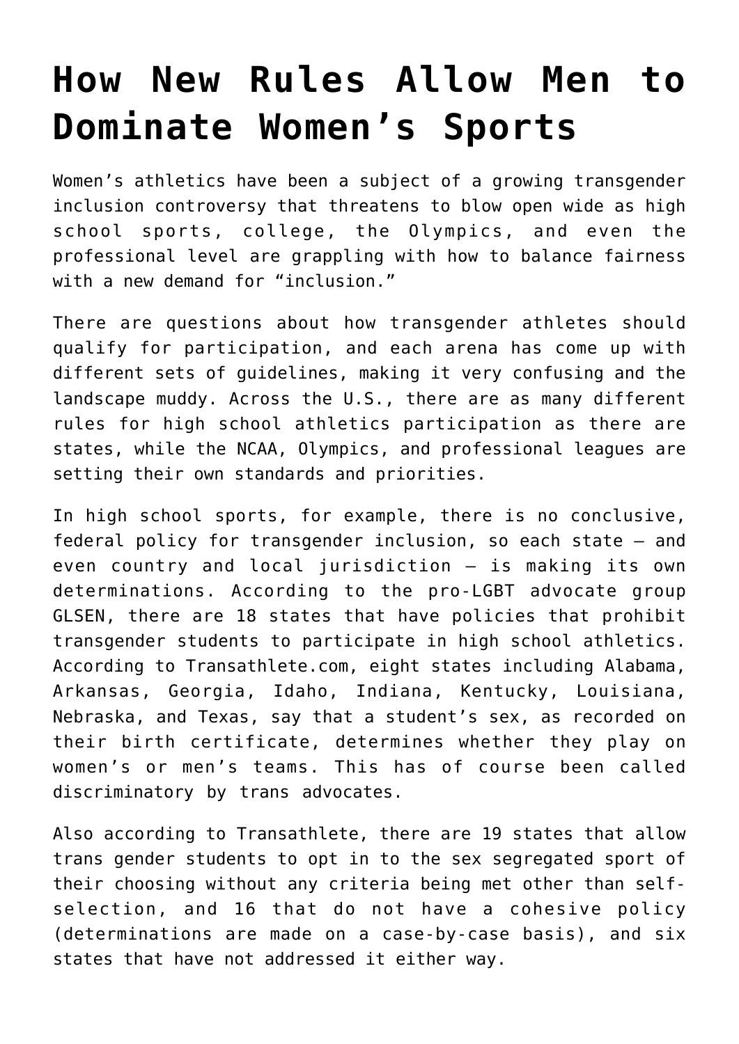# How New Rules Allow Men to Dominate Women's Sports

Women's athletics have been a subject of a growing transgender inclusion controversy that threatens to blow open wide as high school sports, college, the Olympics, and even the professional level are grappling with how to balance fairness with a new demand for "inclusion."

There are questions about how transgender athletes should qualify for participation, and each arena has come up with different sets of guidelines, making it very confusing and the landscape muddy. Across the U.S., there are as many different rules for high school athletics participation as there are states, while the NCAA, Olympics, and professional leagues are setting their own standards and priorities.

In high school sports, for example, there is no conclusive, federal policy for transgender inclusion, so each state – and even country and local jurisdiction – is making its own determinations. According to the pro-LGBT advocate group GLSEN, there are 18 states that have policies that prohibit transgender students to participate in high school athletics. According to Transathlete.com, eight states including Alabama, Arkansas, Georgia, Idaho, Indiana, Kentucky, Louisiana, Nebraska, and Texas, say that a student's sex, as recorded on their birth certificate, determines whether they play on women's or men's teams. This has of course been called discriminatory by trans advocates.

Also according to Transathlete, there are 19 states that allow trans gender students to opt in to the sex segregated sport of their choosing without any criteria being met other than self-selection, and 16 that do not have a cohesive policy (determinations are made on a case-by-case basis), and six states that have not addressed it either way.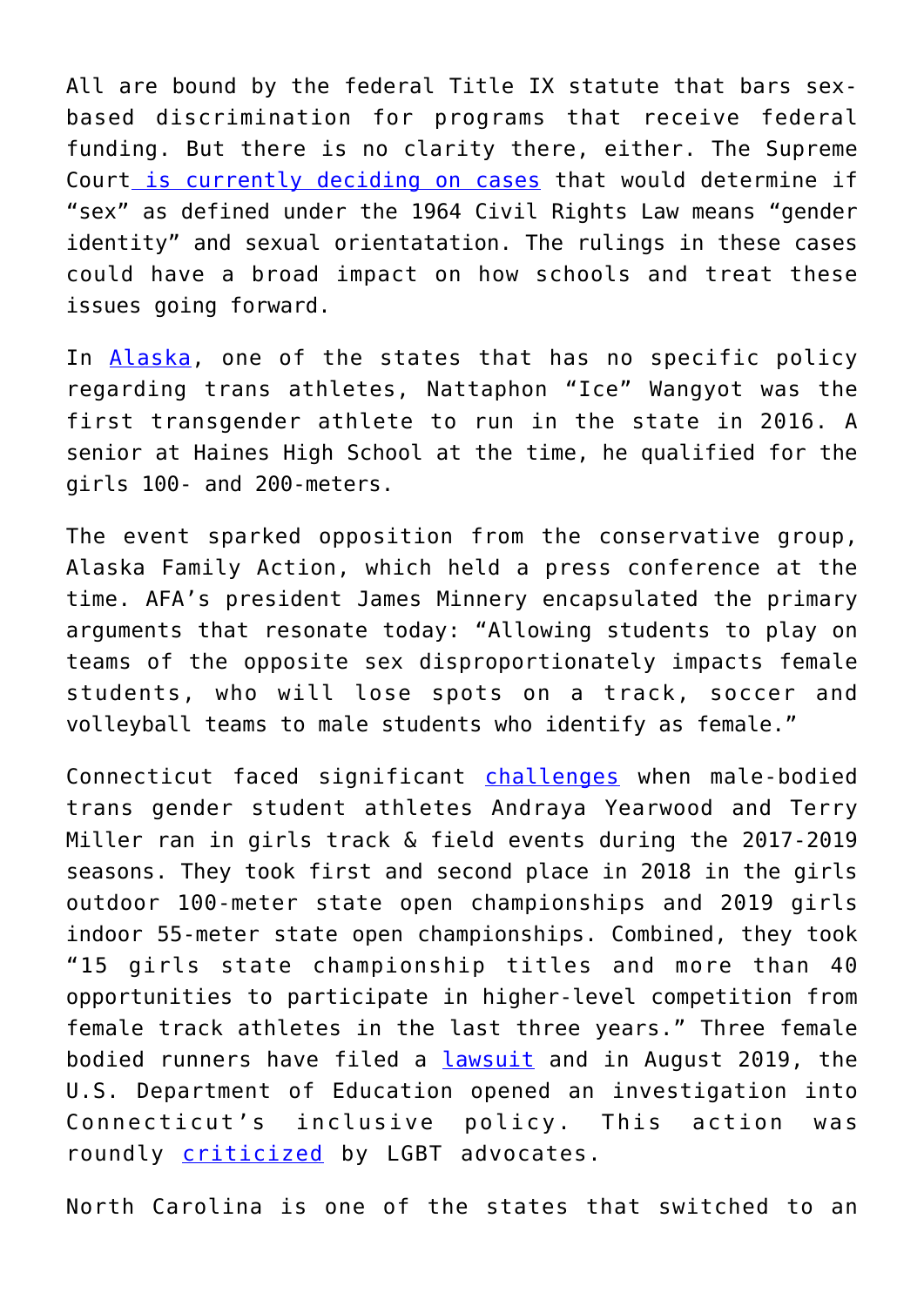All are bound by the federal Title IX statute that bars sex-based discrimination for programs that receive federal funding. But there is no clarity there, either. The Supreme Court is currently deciding on cases that would determine if "sex" as defined under the 1964 Civil Rights Law means "gender identity" and sexual orientatation. The rulings in these cases could have a broad impact on how schools and treat these issues going forward.

In Alaska, one of the states that has no specific policy regarding trans athletes, Nattaphon "Ice" Wangyot was the first transgender athlete to run in the state in 2016. A senior at Haines High School at the time, he qualified for the girls 100- and 200-meters.

The event sparked opposition from the conservative group, Alaska Family Action, which held a press conference at the time. AFA's president James Minnery encapsulated the primary arguments that resonate today: "Allowing students to play on teams of the opposite sex disproportionately impacts female students, who will lose spots on a track, soccer and volleyball teams to male students who identify as female."

Connecticut faced significant challenges when male-bodied trans gender student athletes Andraya Yearwood and Terry Miller ran in girls track & field events during the 2017-2019 seasons. They took first and second place in 2018 in the girls outdoor 100-meter state open championships and 2019 girls indoor 55-meter state open championships. Combined, they took "15 girls state championship titles and more than 40 opportunities to participate in higher-level competition from female track athletes in the last three years." Three female bodied runners have filed a lawsuit and in August 2019, the U.S. Department of Education opened an investigation into Connecticut's inclusive policy. This action was roundly criticized by LGBT advocates.

North Carolina is one of the states that switched to an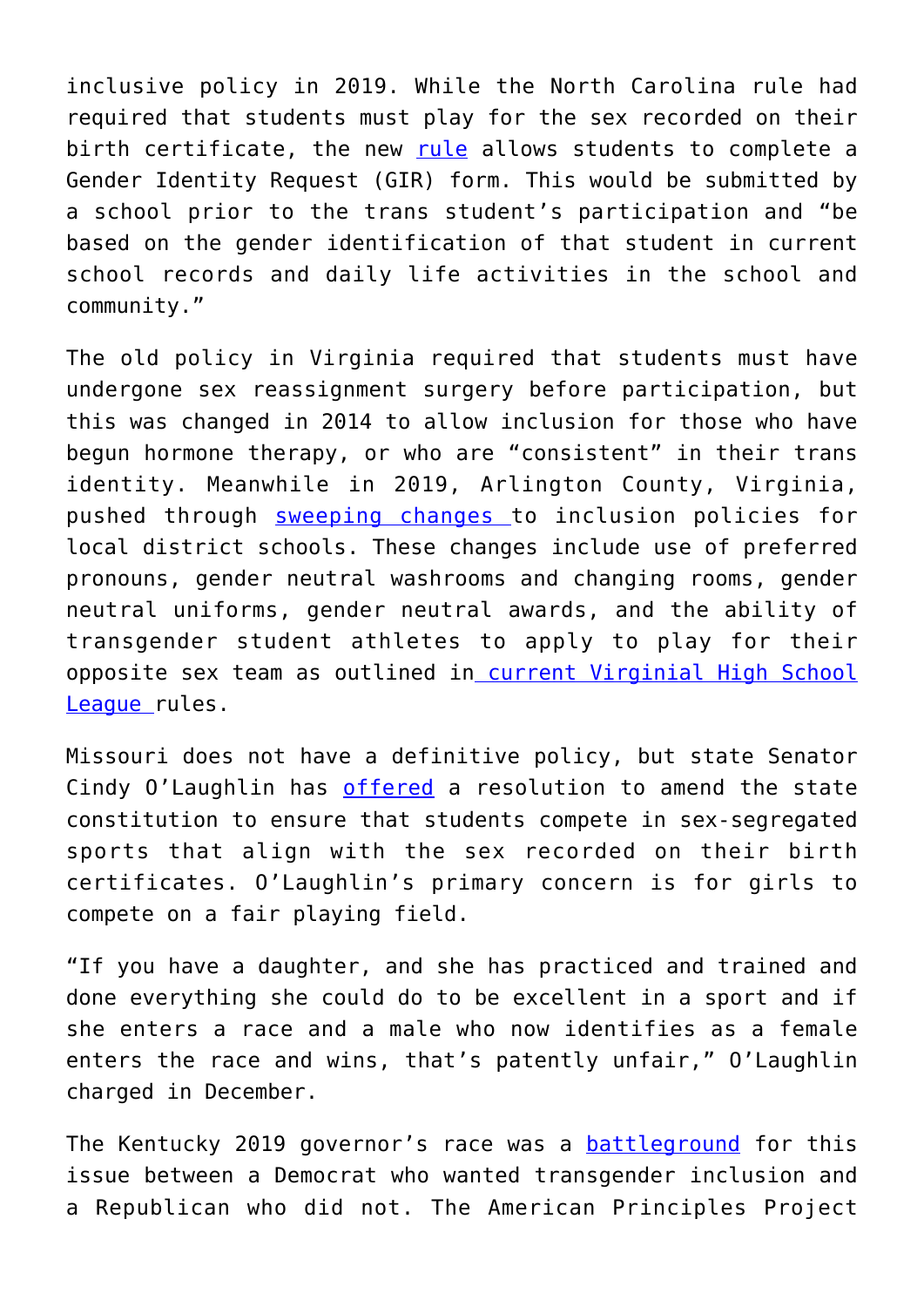inclusive policy in 2019. While the North Carolina rule had required that students must play for the sex recorded on their birth certificate, the new [rule](#) allows students to complete a Gender Identity Request (GIR) form. This would be submitted by a school prior to the trans student's participation and "be based on the gender identification of that student in current school records and daily life activities in the school and community."

The old policy in Virginia required that students must have undergone sex reassignment surgery before participation, but this was changed in 2014 to allow inclusion for those who have begun hormone therapy, or who are "consistent" in their trans identity. Meanwhile in 2019, Arlington County, Virginia, pushed through [sweeping changes](#) to inclusion policies for local district schools. These changes include use of preferred pronouns, gender neutral washrooms and changing rooms, gender neutral uniforms, gender neutral awards, and the ability of transgender student athletes to apply to play for their opposite sex team as outlined in [current Virginial High School League](#) rules.

Missouri does not have a definitive policy, but state Senator Cindy O'Laughlin has [offered](#) a resolution to amend the state constitution to ensure that students compete in sex-segregated sports that align with the sex recorded on their birth certificates. O'Laughlin's primary concern is for girls to compete on a fair playing field.

"If you have a daughter, and she has practiced and trained and done everything she could do to be excellent in a sport and if she enters a race and a male who now identifies as a female enters the race and wins, that's patently unfair," O'Laughlin charged in December.

The Kentucky 2019 governor's race was a [battleground](#) for this issue between a Democrat who wanted transgender inclusion and a Republican who did not. The American Principles Project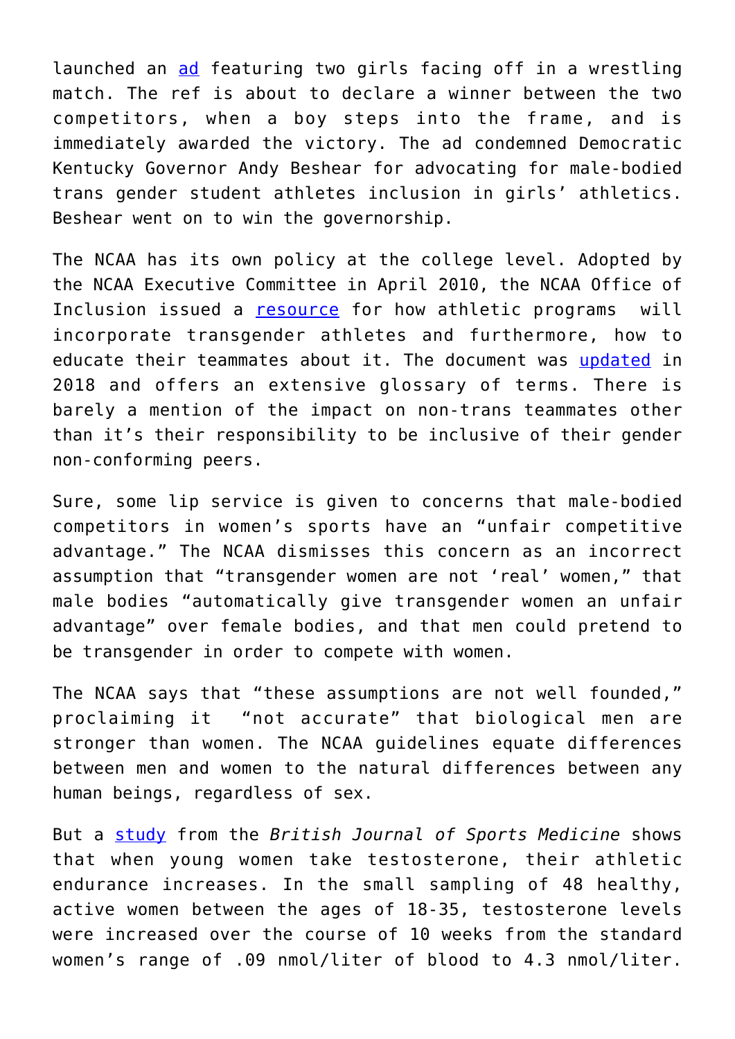launched an ad featuring two girls facing off in a wrestling match. The ref is about to declare a winner between the two competitors, when a boy steps into the frame, and is immediately awarded the victory. The ad condemned Democratic Kentucky Governor Andy Beshear for advocating for male-bodied trans gender student athletes inclusion in girls' athletics. Beshear went on to win the governorship.

The NCAA has its own policy at the college level. Adopted by the NCAA Executive Committee in April 2010, the NCAA Office of Inclusion issued a resource for how athletic programs will incorporate transgender athletes and furthermore, how to educate their teammates about it. The document was updated in 2018 and offers an extensive glossary of terms. There is barely a mention of the impact on non-trans teammates other than it's their responsibility to be inclusive of their gender non-conforming peers.

Sure, some lip service is given to concerns that male-bodied competitors in women's sports have an "unfair competitive advantage." The NCAA dismisses this concern as an incorrect assumption that "transgender women are not 'real' women," that male bodies "automatically give transgender women an unfair advantage" over female bodies, and that men could pretend to be transgender in order to compete with women.

The NCAA says that "these assumptions are not well founded," proclaiming it "not accurate" that biological men are stronger than women. The NCAA guidelines equate differences between men and women to the natural differences between any human beings, regardless of sex.

But a study from the *British Journal of Sports Medicine* shows that when young women take testosterone, their athletic endurance increases. In the small sampling of 48 healthy, active women between the ages of 18-35, testosterone levels were increased over the course of 10 weeks from the standard women's range of .09 nmol/liter of blood to 4.3 nmol/liter.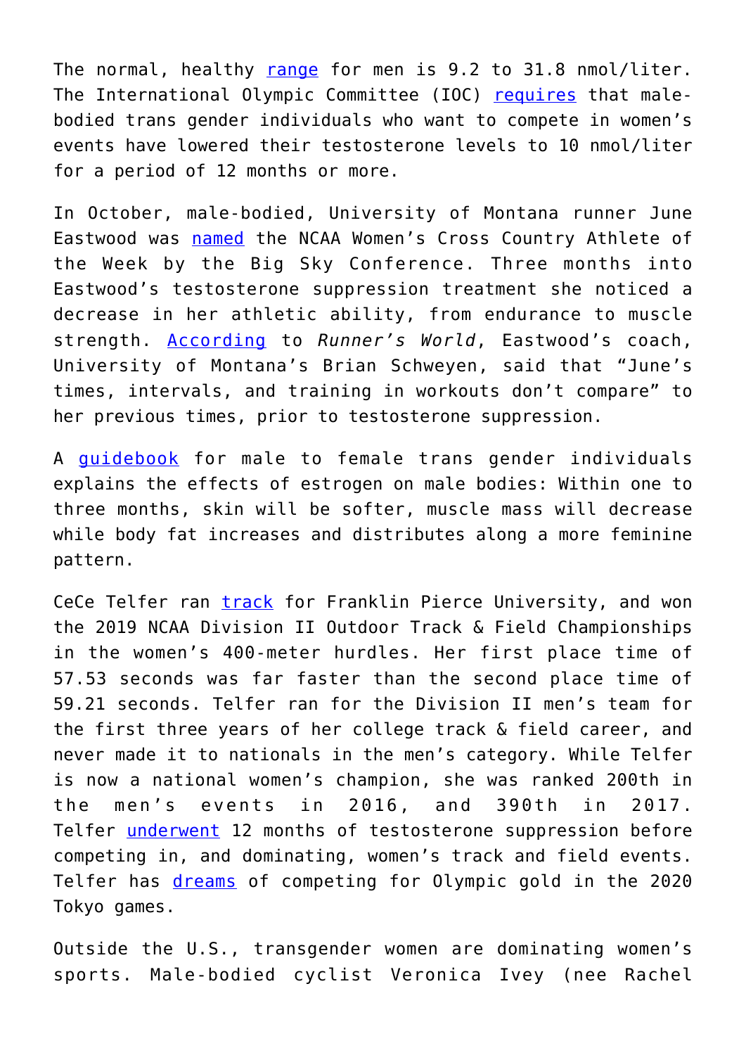The normal, healthy range for men is 9.2 to 31.8 nmol/liter. The International Olympic Committee (IOC) requires that male-bodied trans gender individuals who want to compete in women's events have lowered their testosterone levels to 10 nmol/liter for a period of 12 months or more.

In October, male-bodied, University of Montana runner June Eastwood was named the NCAA Women's Cross Country Athlete of the Week by the Big Sky Conference. Three months into Eastwood's testosterone suppression treatment she noticed a decrease in her athletic ability, from endurance to muscle strength. According to *Runner's World*, Eastwood's coach, University of Montana's Brian Schweyen, said that "June's times, intervals, and training in workouts don't compare" to her previous times, prior to testosterone suppression.

A guidebook for male to female trans gender individuals explains the effects of estrogen on male bodies: Within one to three months, skin will be softer, muscle mass will decrease while body fat increases and distributes along a more feminine pattern.

CeCe Telfer ran track for Franklin Pierce University, and won the 2019 NCAA Division II Outdoor Track & Field Championships in the women's 400-meter hurdles. Her first place time of 57.53 seconds was far faster than the second place time of 59.21 seconds. Telfer ran for the Division II men's team for the first three years of her college track & field career, and never made it to nationals in the men's category. While Telfer is now a national women's champion, she was ranked 200th in the men's events in 2016, and 390th in 2017. Telfer underwent 12 months of testosterone suppression before competing in, and dominating, women's track and field events. Telfer has dreams of competing for Olympic gold in the 2020 Tokyo games.

Outside the U.S., transgender women are dominating women's sports. Male-bodied cyclist Veronica Ivey (nee Rachel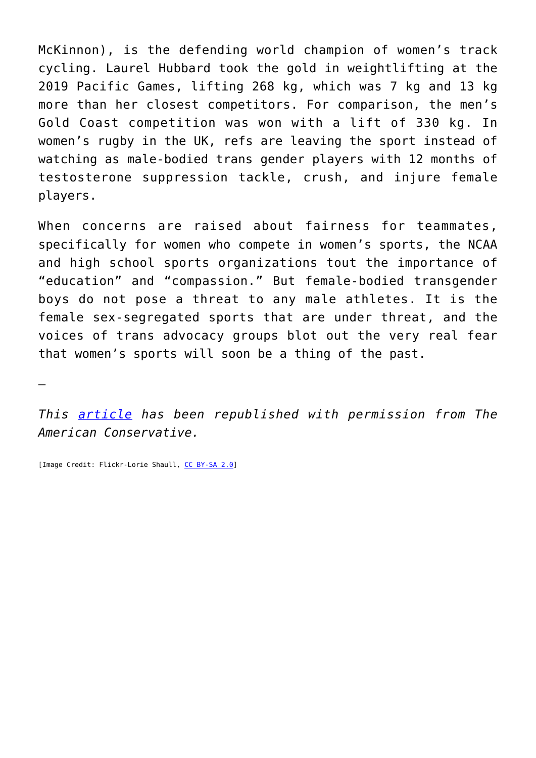McKinnon), is the defending world champion of women's track cycling. Laurel Hubbard took the gold in weightlifting at the 2019 Pacific Games, lifting 268 kg, which was 7 kg and 13 kg more than her closest competitors. For comparison, the men's Gold Coast competition was won with a lift of 330 kg. In women's rugby in the UK, refs are leaving the sport instead of watching as male-bodied trans gender players with 12 months of testosterone suppression tackle, crush, and injure female players.

When concerns are raised about fairness for teammates, specifically for women who compete in women's sports, the NCAA and high school sports organizations tout the importance of "education" and "compassion." But female-bodied transgender boys do not pose a threat to any male athletes. It is the female sex-segregated sports that are under threat, and the voices of trans advocacy groups blot out the very real fear that women's sports will soon be a thing of the past.

—

*This article has been republished with permission from The American Conservative.*

[Image Credit: Flickr-Lorie Shaull, CC BY-SA 2.0]